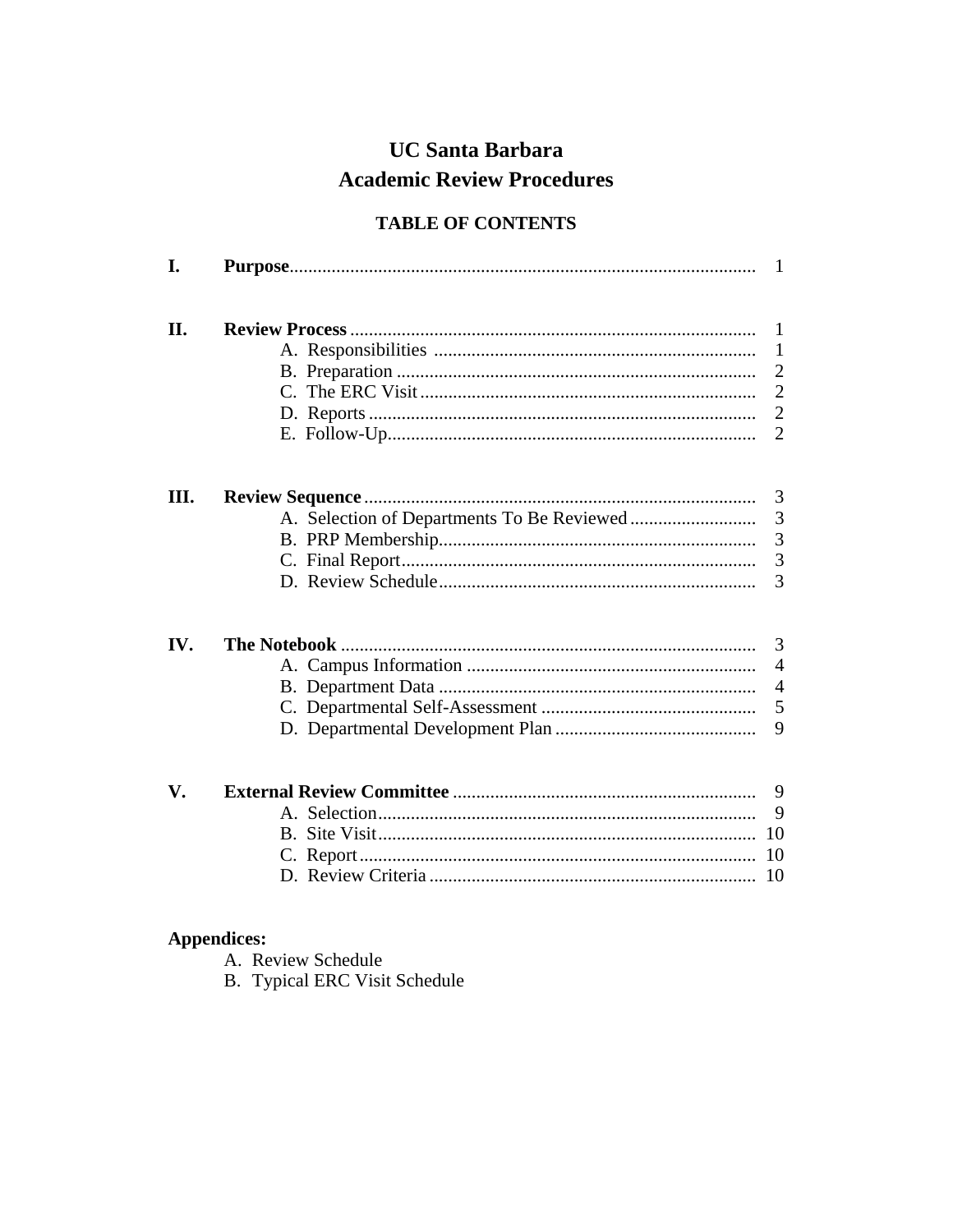# UC Santa Barbara
# Academic Review Procedures

## TABLE OF CONTENTS

| | | |
|---|---|---|
| **I.** | **Purpose** | 1 |
| **II.** | **Review Process** | 1 |
| | A. Responsibilities | 1 |
| | B. Preparation | 2 |
| | C. The ERC Visit | 2 |
| | D. Reports | 2 |
| | E. Follow-Up | 2 |
| **III.** | **Review Sequence** | 3 |
| | A. Selection of Departments To Be Reviewed | 3 |
| | B. PRP Membership | 3 |
| | C. Final Report | 3 |
| | D. Review Schedule | 3 |
| **IV.** | **The Notebook** | 3 |
| | A. Campus Information | 4 |
| | B. Department Data | 4 |
| | C. Departmental Self-Assessment | 5 |
| | D. Departmental Development Plan | 9 |
| **V.** | **External Review Committee** | 9 |
| | A. Selection | 9 |
| | B. Site Visit | 10 |
| | C. Report | 10 |
| | D. Review Criteria | 10 |

**Appendices:**

A. Review Schedule

B. Typical ERC Visit Schedule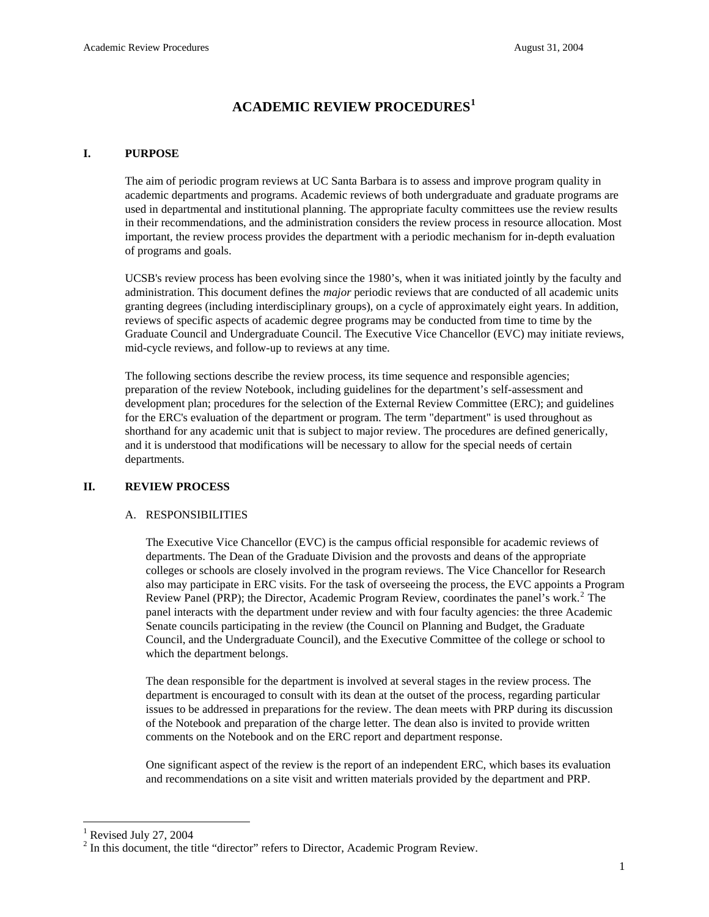# ACADEMIC REVIEW PROCEDURES[1]

## I. PURPOSE

The aim of periodic program reviews at UC Santa Barbara is to assess and improve program quality in academic departments and programs. Academic reviews of both undergraduate and graduate programs are used in departmental and institutional planning. The appropriate faculty committees use the review results in their recommendations, and the administration considers the review process in resource allocation. Most important, the review process provides the department with a periodic mechanism for in-depth evaluation of programs and goals.

UCSB's review process has been evolving since the 1980's, when it was initiated jointly by the faculty and administration. This document defines the *major* periodic reviews that are conducted of all academic units granting degrees (including interdisciplinary groups), on a cycle of approximately eight years. In addition, reviews of specific aspects of academic degree programs may be conducted from time to time by the Graduate Council and Undergraduate Council. The Executive Vice Chancellor (EVC) may initiate reviews, mid-cycle reviews, and follow-up to reviews at any time.

The following sections describe the review process, its time sequence and responsible agencies; preparation of the review Notebook, including guidelines for the department's self-assessment and development plan; procedures for the selection of the External Review Committee (ERC); and guidelines for the ERC's evaluation of the department or program. The term "department" is used throughout as shorthand for any academic unit that is subject to major review. The procedures are defined generically, and it is understood that modifications will be necessary to allow for the special needs of certain departments.

## II. REVIEW PROCESS

### A. RESPONSIBILITIES

The Executive Vice Chancellor (EVC) is the campus official responsible for academic reviews of departments. The Dean of the Graduate Division and the provosts and deans of the appropriate colleges or schools are closely involved in the program reviews. The Vice Chancellor for Research also may participate in ERC visits. For the task of overseeing the process, the EVC appoints a Program Review Panel (PRP); the Director, Academic Program Review, coordinates the panel's work.[2] The panel interacts with the department under review and with four faculty agencies: the three Academic Senate councils participating in the review (the Council on Planning and Budget, the Graduate Council, and the Undergraduate Council), and the Executive Committee of the college or school to which the department belongs.

The dean responsible for the department is involved at several stages in the review process. The department is encouraged to consult with its dean at the outset of the process, regarding particular issues to be addressed in preparations for the review. The dean meets with PRP during its discussion of the Notebook and preparation of the charge letter. The dean also is invited to provide written comments on the Notebook and on the ERC report and department response.

One significant aspect of the review is the report of an independent ERC, which bases its evaluation and recommendations on a site visit and written materials provided by the department and PRP.

---

[1] Revised July 27, 2004

[2] In this document, the title "director" refers to Director, Academic Program Review.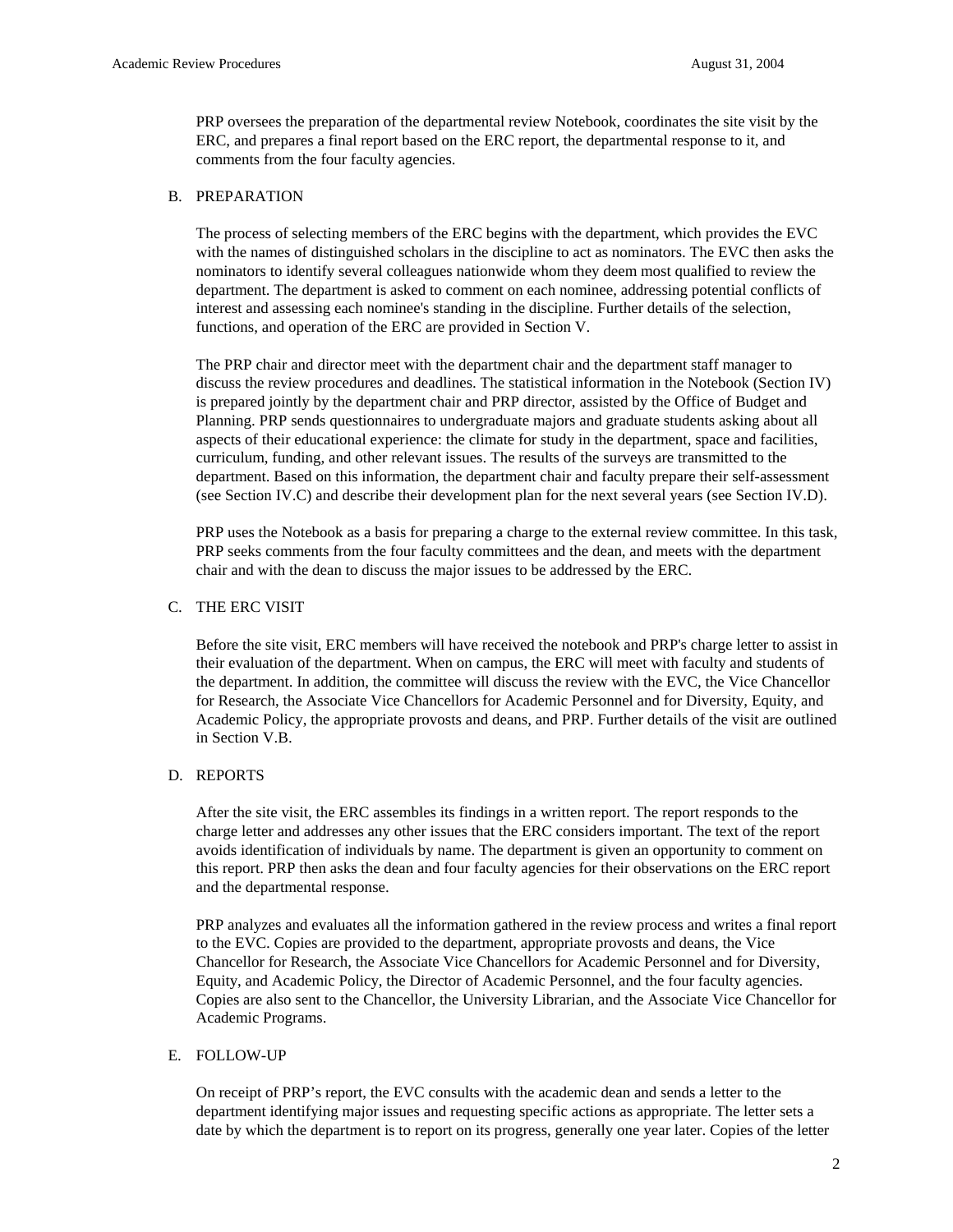PRP oversees the preparation of the departmental review Notebook, coordinates the site visit by the ERC, and prepares a final report based on the ERC report, the departmental response to it, and comments from the four faculty agencies.

## B. PREPARATION

The process of selecting members of the ERC begins with the department, which provides the EVC with the names of distinguished scholars in the discipline to act as nominators. The EVC then asks the nominators to identify several colleagues nationwide whom they deem most qualified to review the department. The department is asked to comment on each nominee, addressing potential conflicts of interest and assessing each nominee's standing in the discipline. Further details of the selection, functions, and operation of the ERC are provided in Section V.

The PRP chair and director meet with the department chair and the department staff manager to discuss the review procedures and deadlines. The statistical information in the Notebook (Section IV) is prepared jointly by the department chair and PRP director, assisted by the Office of Budget and Planning. PRP sends questionnaires to undergraduate majors and graduate students asking about all aspects of their educational experience: the climate for study in the department, space and facilities, curriculum, funding, and other relevant issues. The results of the surveys are transmitted to the department. Based on this information, the department chair and faculty prepare their self-assessment (see Section IV.C) and describe their development plan for the next several years (see Section IV.D).

PRP uses the Notebook as a basis for preparing a charge to the external review committee. In this task, PRP seeks comments from the four faculty committees and the dean, and meets with the department chair and with the dean to discuss the major issues to be addressed by the ERC.

## C. THE ERC VISIT

Before the site visit, ERC members will have received the notebook and PRP's charge letter to assist in their evaluation of the department. When on campus, the ERC will meet with faculty and students of the department. In addition, the committee will discuss the review with the EVC, the Vice Chancellor for Research, the Associate Vice Chancellors for Academic Personnel and for Diversity, Equity, and Academic Policy, the appropriate provosts and deans, and PRP. Further details of the visit are outlined in Section V.B.

## D. REPORTS

After the site visit, the ERC assembles its findings in a written report. The report responds to the charge letter and addresses any other issues that the ERC considers important. The text of the report avoids identification of individuals by name. The department is given an opportunity to comment on this report. PRP then asks the dean and four faculty agencies for their observations on the ERC report and the departmental response.

PRP analyzes and evaluates all the information gathered in the review process and writes a final report to the EVC. Copies are provided to the department, appropriate provosts and deans, the Vice Chancellor for Research, the Associate Vice Chancellors for Academic Personnel and for Diversity, Equity, and Academic Policy, the Director of Academic Personnel, and the four faculty agencies. Copies are also sent to the Chancellor, the University Librarian, and the Associate Vice Chancellor for Academic Programs.

## E. FOLLOW-UP

On receipt of PRP's report, the EVC consults with the academic dean and sends a letter to the department identifying major issues and requesting specific actions as appropriate. The letter sets a date by which the department is to report on its progress, generally one year later. Copies of the letter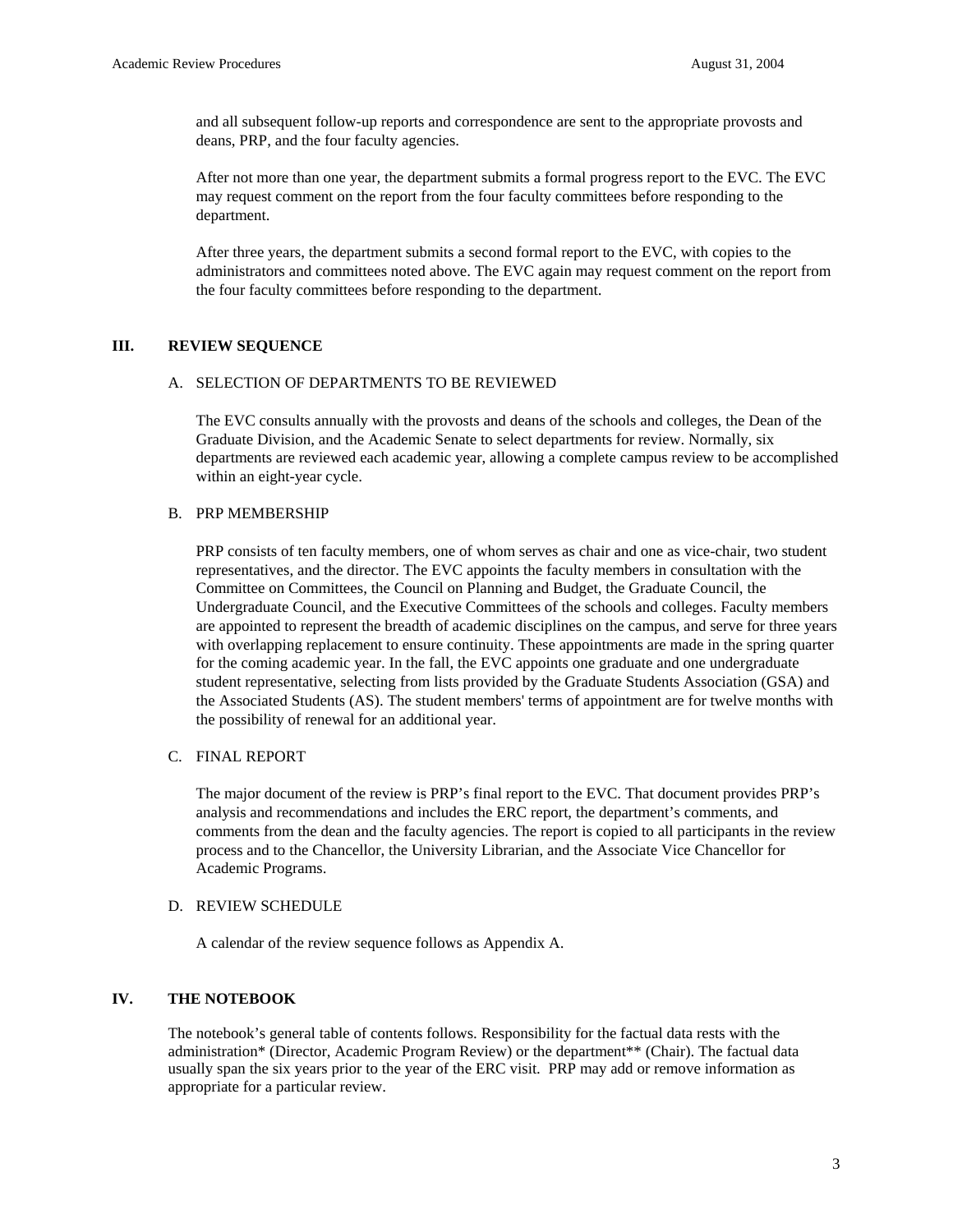and all subsequent follow-up reports and correspondence are sent to the appropriate provosts and deans, PRP, and the four faculty agencies.

After not more than one year, the department submits a formal progress report to the EVC. The EVC may request comment on the report from the four faculty committees before responding to the department.

After three years, the department submits a second formal report to the EVC, with copies to the administrators and committees noted above. The EVC again may request comment on the report from the four faculty committees before responding to the department.

## III. REVIEW SEQUENCE

### A. SELECTION OF DEPARTMENTS TO BE REVIEWED

The EVC consults annually with the provosts and deans of the schools and colleges, the Dean of the Graduate Division, and the Academic Senate to select departments for review. Normally, six departments are reviewed each academic year, allowing a complete campus review to be accomplished within an eight-year cycle.

### B. PRP MEMBERSHIP

PRP consists of ten faculty members, one of whom serves as chair and one as vice-chair, two student representatives, and the director. The EVC appoints the faculty members in consultation with the Committee on Committees, the Council on Planning and Budget, the Graduate Council, the Undergraduate Council, and the Executive Committees of the schools and colleges. Faculty members are appointed to represent the breadth of academic disciplines on the campus, and serve for three years with overlapping replacement to ensure continuity. These appointments are made in the spring quarter for the coming academic year. In the fall, the EVC appoints one graduate and one undergraduate student representative, selecting from lists provided by the Graduate Students Association (GSA) and the Associated Students (AS). The student members' terms of appointment are for twelve months with the possibility of renewal for an additional year.

### C. FINAL REPORT

The major document of the review is PRP's final report to the EVC. That document provides PRP's analysis and recommendations and includes the ERC report, the department's comments, and comments from the dean and the faculty agencies. The report is copied to all participants in the review process and to the Chancellor, the University Librarian, and the Associate Vice Chancellor for Academic Programs.

### D. REVIEW SCHEDULE

A calendar of the review sequence follows as Appendix A.

## IV. THE NOTEBOOK

The notebook's general table of contents follows. Responsibility for the factual data rests with the administration* (Director, Academic Program Review) or the department** (Chair). The factual data usually span the six years prior to the year of the ERC visit. PRP may add or remove information as appropriate for a particular review.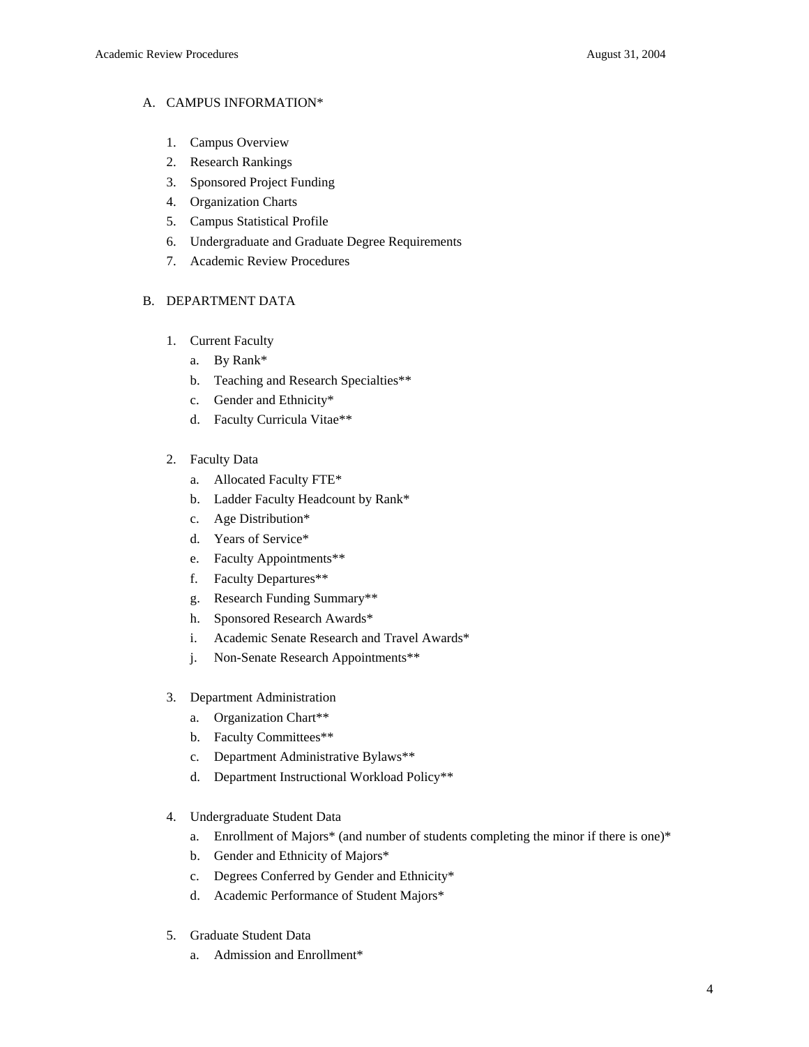A. CAMPUS INFORMATION*

1. Campus Overview
2. Research Rankings
3. Sponsored Project Funding
4. Organization Charts
5. Campus Statistical Profile
6. Undergraduate and Graduate Degree Requirements
7. Academic Review Procedures

B. DEPARTMENT DATA

1. Current Faculty
   a. By Rank*
   b. Teaching and Research Specialties**
   c. Gender and Ethnicity*
   d. Faculty Curricula Vitae**

2. Faculty Data
   a. Allocated Faculty FTE*
   b. Ladder Faculty Headcount by Rank*
   c. Age Distribution*
   d. Years of Service*
   e. Faculty Appointments**
   f. Faculty Departures**
   g. Research Funding Summary**
   h. Sponsored Research Awards*
   i. Academic Senate Research and Travel Awards*
   j. Non-Senate Research Appointments**

3. Department Administration
   a. Organization Chart**
   b. Faculty Committees**
   c. Department Administrative Bylaws**
   d. Department Instructional Workload Policy**

4. Undergraduate Student Data
   a. Enrollment of Majors* (and number of students completing the minor if there is one)*
   b. Gender and Ethnicity of Majors*
   c. Degrees Conferred by Gender and Ethnicity*
   d. Academic Performance of Student Majors*

5. Graduate Student Data
   a. Admission and Enrollment*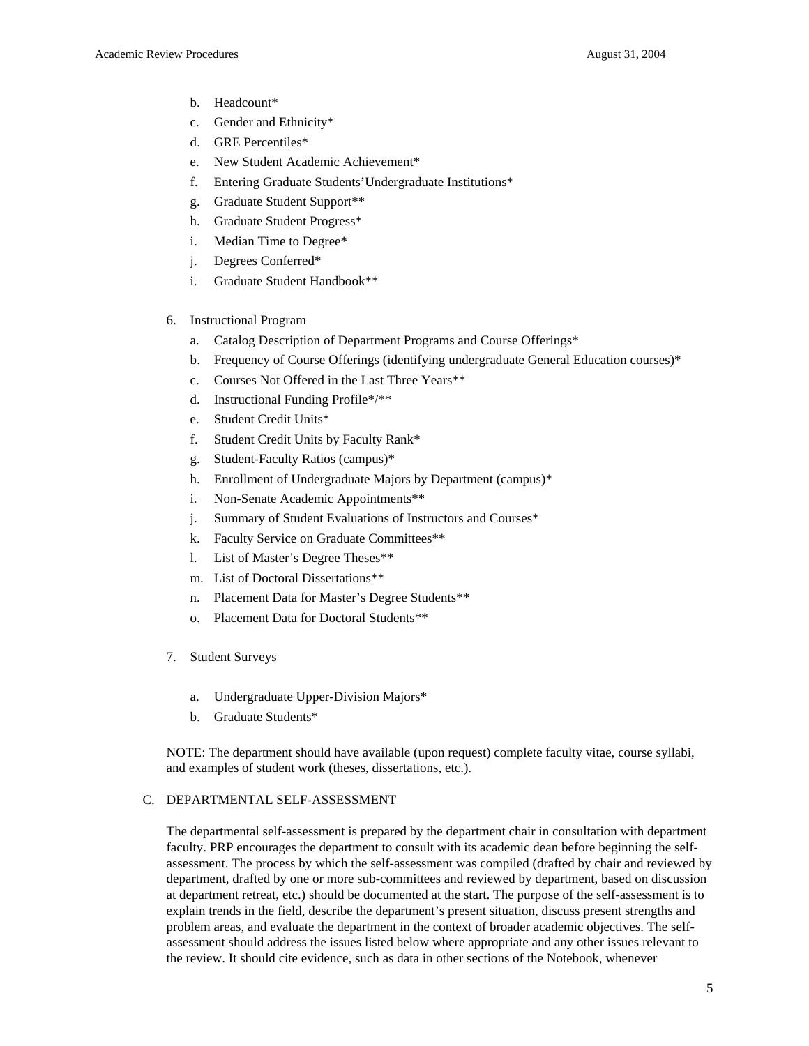b. Headcount*
c. Gender and Ethnicity*
d. GRE Percentiles*
e. New Student Academic Achievement*
f. Entering Graduate Students'Undergraduate Institutions*
g. Graduate Student Support**
h. Graduate Student Progress*
i. Median Time to Degree*
j. Degrees Conferred*
i. Graduate Student Handbook**

6. Instructional Program
   a. Catalog Description of Department Programs and Course Offerings*
   b. Frequency of Course Offerings (identifying undergraduate General Education courses)*
   c. Courses Not Offered in the Last Three Years**
   d. Instructional Funding Profile*/**
   e. Student Credit Units*
   f. Student Credit Units by Faculty Rank*
   g. Student-Faculty Ratios (campus)*
   h. Enrollment of Undergraduate Majors by Department (campus)*
   i. Non-Senate Academic Appointments**
   j. Summary of Student Evaluations of Instructors and Courses*
   k. Faculty Service on Graduate Committees**
   l. List of Master's Degree Theses**
   m. List of Doctoral Dissertations**
   n. Placement Data for Master's Degree Students**
   o. Placement Data for Doctoral Students**

7. Student Surveys

   a. Undergraduate Upper-Division Majors*
   b. Graduate Students*

NOTE: The department should have available (upon request) complete faculty vitae, course syllabi, and examples of student work (theses, dissertations, etc.).

C. DEPARTMENTAL SELF-ASSESSMENT

The departmental self-assessment is prepared by the department chair in consultation with department faculty. PRP encourages the department to consult with its academic dean before beginning the self-assessment. The process by which the self-assessment was compiled (drafted by chair and reviewed by department, drafted by one or more sub-committees and reviewed by department, based on discussion at department retreat, etc.) should be documented at the start. The purpose of the self-assessment is to explain trends in the field, describe the department's present situation, discuss present strengths and problem areas, and evaluate the department in the context of broader academic objectives. The self-assessment should address the issues listed below where appropriate and any other issues relevant to the review. It should cite evidence, such as data in other sections of the Notebook, whenever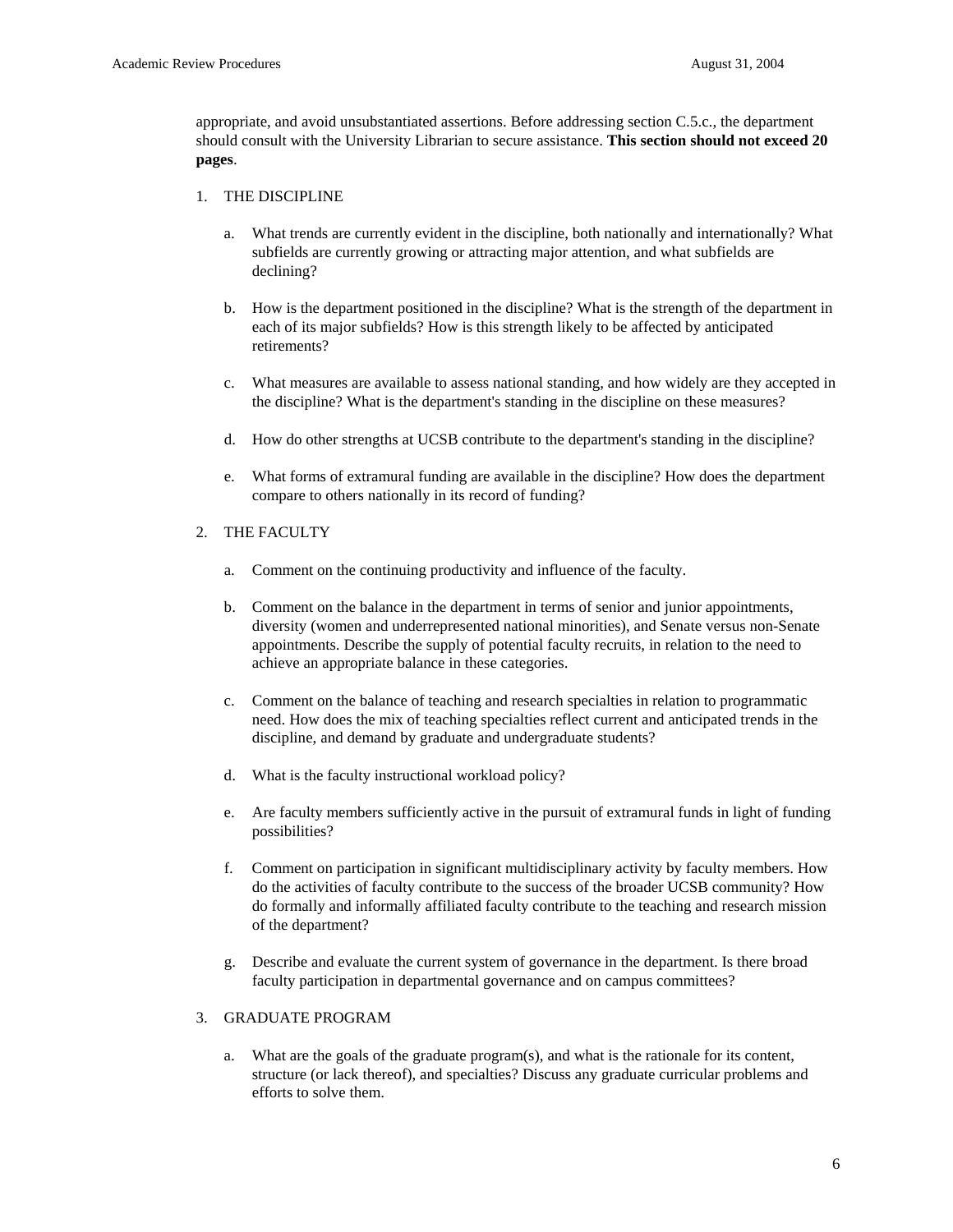appropriate, and avoid unsubstantiated assertions. Before addressing section C.5.c., the department should consult with the University Librarian to secure assistance. **This section should not exceed 20 pages**.

1. THE DISCIPLINE

    a. What trends are currently evident in the discipline, both nationally and internationally? What subfields are currently growing or attracting major attention, and what subfields are declining?

    b. How is the department positioned in the discipline? What is the strength of the department in each of its major subfields? How is this strength likely to be affected by anticipated retirements?

    c. What measures are available to assess national standing, and how widely are they accepted in the discipline? What is the department's standing in the discipline on these measures?

    d. How do other strengths at UCSB contribute to the department's standing in the discipline?

    e. What forms of extramural funding are available in the discipline? How does the department compare to others nationally in its record of funding?

2. THE FACULTY

    a. Comment on the continuing productivity and influence of the faculty.

    b. Comment on the balance in the department in terms of senior and junior appointments, diversity (women and underrepresented national minorities), and Senate versus non-Senate appointments. Describe the supply of potential faculty recruits, in relation to the need to achieve an appropriate balance in these categories.

    c. Comment on the balance of teaching and research specialties in relation to programmatic need. How does the mix of teaching specialties reflect current and anticipated trends in the discipline, and demand by graduate and undergraduate students?

    d. What is the faculty instructional workload policy?

    e. Are faculty members sufficiently active in the pursuit of extramural funds in light of funding possibilities?

    f. Comment on participation in significant multidisciplinary activity by faculty members. How do the activities of faculty contribute to the success of the broader UCSB community? How do formally and informally affiliated faculty contribute to the teaching and research mission of the department?

    g. Describe and evaluate the current system of governance in the department. Is there broad faculty participation in departmental governance and on campus committees?

3. GRADUATE PROGRAM

    a. What are the goals of the graduate program(s), and what is the rationale for its content, structure (or lack thereof), and specialties? Discuss any graduate curricular problems and efforts to solve them.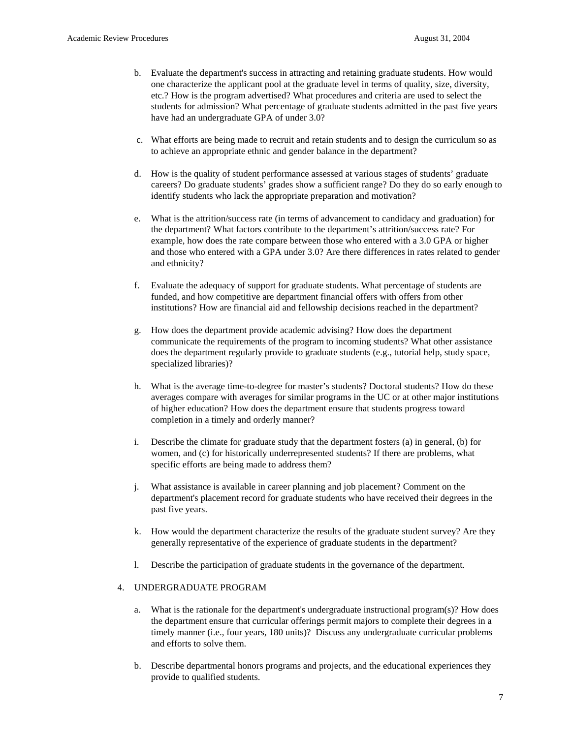b. Evaluate the department's success in attracting and retaining graduate students. How would one characterize the applicant pool at the graduate level in terms of quality, size, diversity, etc.? How is the program advertised? What procedures and criteria are used to select the students for admission? What percentage of graduate students admitted in the past five years have had an undergraduate GPA of under 3.0?

c. What efforts are being made to recruit and retain students and to design the curriculum so as to achieve an appropriate ethnic and gender balance in the department?

d. How is the quality of student performance assessed at various stages of students' graduate careers? Do graduate students' grades show a sufficient range? Do they do so early enough to identify students who lack the appropriate preparation and motivation?

e. What is the attrition/success rate (in terms of advancement to candidacy and graduation) for the department? What factors contribute to the department's attrition/success rate? For example, how does the rate compare between those who entered with a 3.0 GPA or higher and those who entered with a GPA under 3.0? Are there differences in rates related to gender and ethnicity?

f. Evaluate the adequacy of support for graduate students. What percentage of students are funded, and how competitive are department financial offers with offers from other institutions? How are financial aid and fellowship decisions reached in the department?

g. How does the department provide academic advising? How does the department communicate the requirements of the program to incoming students? What other assistance does the department regularly provide to graduate students (e.g., tutorial help, study space, specialized libraries)?

h. What is the average time-to-degree for master's students? Doctoral students? How do these averages compare with averages for similar programs in the UC or at other major institutions of higher education? How does the department ensure that students progress toward completion in a timely and orderly manner?

i. Describe the climate for graduate study that the department fosters (a) in general, (b) for women, and (c) for historically underrepresented students? If there are problems, what specific efforts are being made to address them?

j. What assistance is available in career planning and job placement? Comment on the department's placement record for graduate students who have received their degrees in the past five years.

k. How would the department characterize the results of the graduate student survey? Are they generally representative of the experience of graduate students in the department?

l. Describe the participation of graduate students in the governance of the department.

4. UNDERGRADUATE PROGRAM

a. What is the rationale for the department's undergraduate instructional program(s)? How does the department ensure that curricular offerings permit majors to complete their degrees in a timely manner (i.e., four years, 180 units)? Discuss any undergraduate curricular problems and efforts to solve them.

b. Describe departmental honors programs and projects, and the educational experiences they provide to qualified students.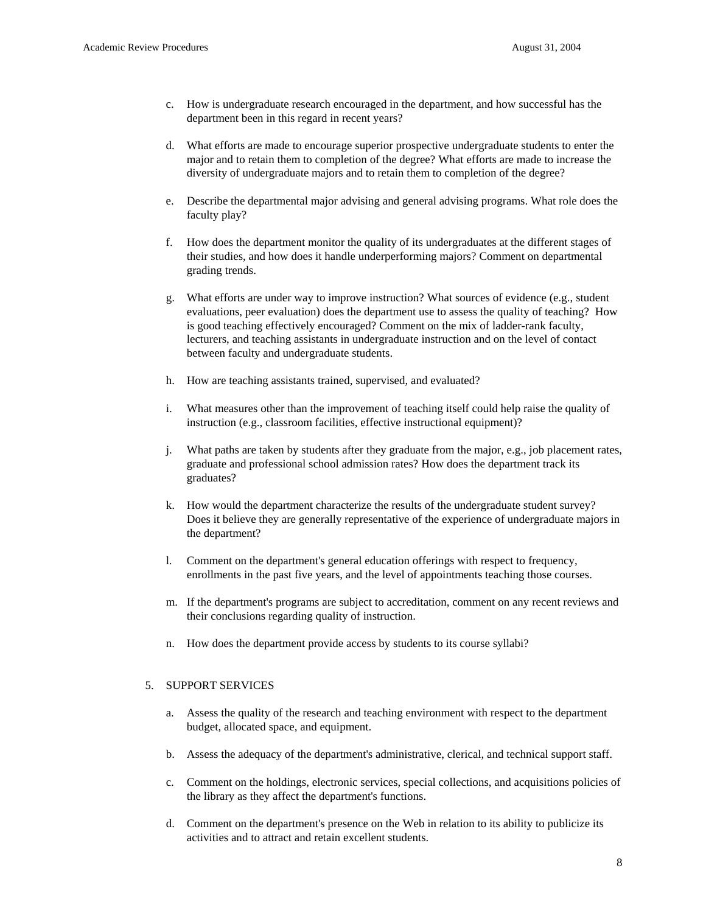c. How is undergraduate research encouraged in the department, and how successful has the department been in this regard in recent years?

d. What efforts are made to encourage superior prospective undergraduate students to enter the major and to retain them to completion of the degree? What efforts are made to increase the diversity of undergraduate majors and to retain them to completion of the degree?

e. Describe the departmental major advising and general advising programs. What role does the faculty play?

f. How does the department monitor the quality of its undergraduates at the different stages of their studies, and how does it handle underperforming majors? Comment on departmental grading trends.

g. What efforts are under way to improve instruction? What sources of evidence (e.g., student evaluations, peer evaluation) does the department use to assess the quality of teaching? How is good teaching effectively encouraged? Comment on the mix of ladder-rank faculty, lecturers, and teaching assistants in undergraduate instruction and on the level of contact between faculty and undergraduate students.

h. How are teaching assistants trained, supervised, and evaluated?

i. What measures other than the improvement of teaching itself could help raise the quality of instruction (e.g., classroom facilities, effective instructional equipment)?

j. What paths are taken by students after they graduate from the major, e.g., job placement rates, graduate and professional school admission rates? How does the department track its graduates?

k. How would the department characterize the results of the undergraduate student survey? Does it believe they are generally representative of the experience of undergraduate majors in the department?

l. Comment on the department's general education offerings with respect to frequency, enrollments in the past five years, and the level of appointments teaching those courses.

m. If the department's programs are subject to accreditation, comment on any recent reviews and their conclusions regarding quality of instruction.

n. How does the department provide access by students to its course syllabi?

## 5. SUPPORT SERVICES

a. Assess the quality of the research and teaching environment with respect to the department budget, allocated space, and equipment.

b. Assess the adequacy of the department's administrative, clerical, and technical support staff.

c. Comment on the holdings, electronic services, special collections, and acquisitions policies of the library as they affect the department's functions.

d. Comment on the department's presence on the Web in relation to its ability to publicize its activities and to attract and retain excellent students.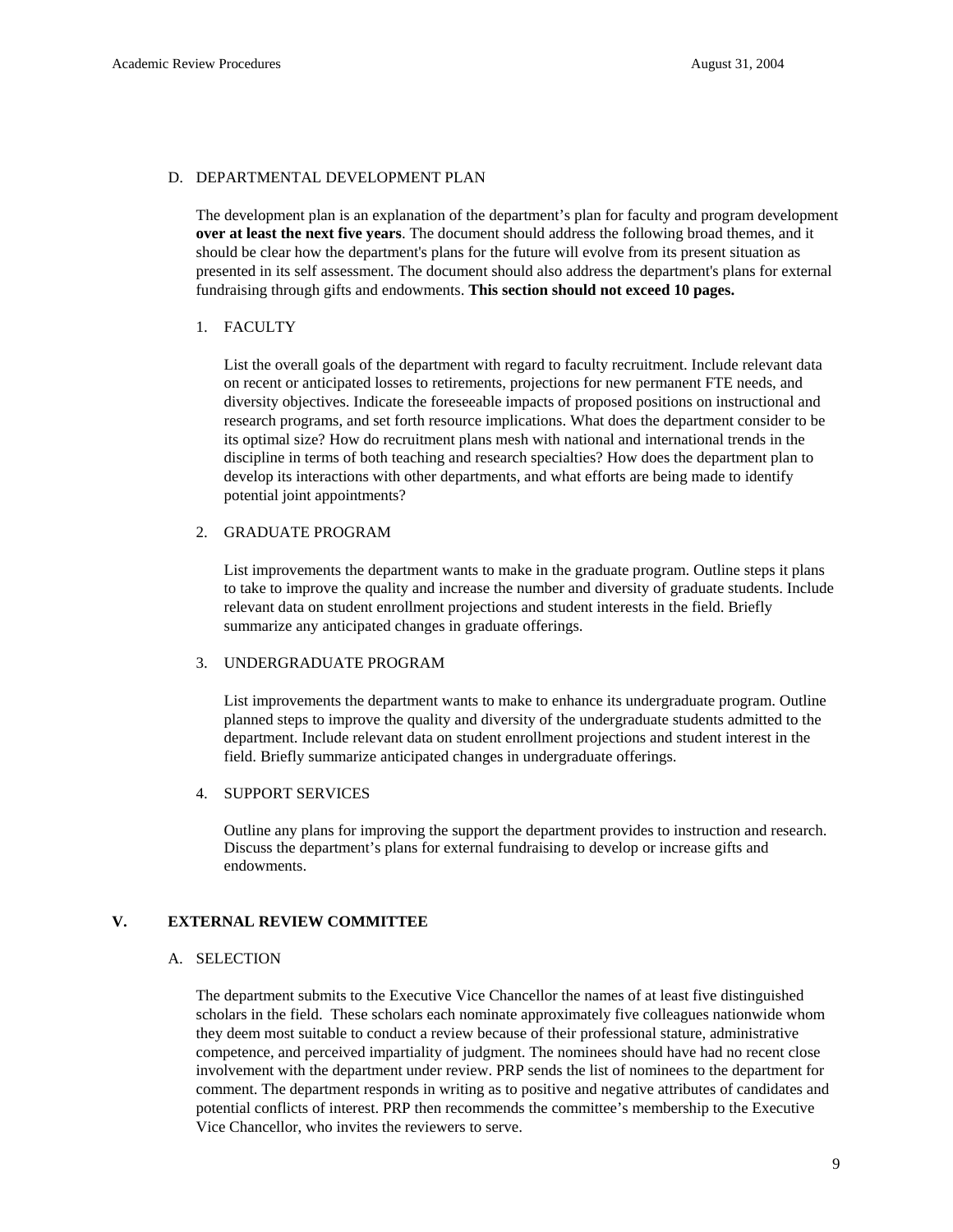### D. DEPARTMENTAL DEVELOPMENT PLAN

The development plan is an explanation of the department's plan for faculty and program development **over at least the next five years**. The document should address the following broad themes, and it should be clear how the department's plans for the future will evolve from its present situation as presented in its self assessment. The document should also address the department's plans for external fundraising through gifts and endowments. **This section should not exceed 10 pages.**

#### 1. FACULTY

List the overall goals of the department with regard to faculty recruitment. Include relevant data on recent or anticipated losses to retirements, projections for new permanent FTE needs, and diversity objectives. Indicate the foreseeable impacts of proposed positions on instructional and research programs, and set forth resource implications. What does the department consider to be its optimal size? How do recruitment plans mesh with national and international trends in the discipline in terms of both teaching and research specialties? How does the department plan to develop its interactions with other departments, and what efforts are being made to identify potential joint appointments?

#### 2. GRADUATE PROGRAM

List improvements the department wants to make in the graduate program. Outline steps it plans to take to improve the quality and increase the number and diversity of graduate students. Include relevant data on student enrollment projections and student interests in the field. Briefly summarize any anticipated changes in graduate offerings.

#### 3. UNDERGRADUATE PROGRAM

List improvements the department wants to make to enhance its undergraduate program. Outline planned steps to improve the quality and diversity of the undergraduate students admitted to the department. Include relevant data on student enrollment projections and student interest in the field. Briefly summarize anticipated changes in undergraduate offerings.

#### 4. SUPPORT SERVICES

Outline any plans for improving the support the department provides to instruction and research. Discuss the department's plans for external fundraising to develop or increase gifts and endowments.

## V. EXTERNAL REVIEW COMMITTEE

### A. SELECTION

The department submits to the Executive Vice Chancellor the names of at least five distinguished scholars in the field. These scholars each nominate approximately five colleagues nationwide whom they deem most suitable to conduct a review because of their professional stature, administrative competence, and perceived impartiality of judgment. The nominees should have had no recent close involvement with the department under review. PRP sends the list of nominees to the department for comment. The department responds in writing as to positive and negative attributes of candidates and potential conflicts of interest. PRP then recommends the committee's membership to the Executive Vice Chancellor, who invites the reviewers to serve.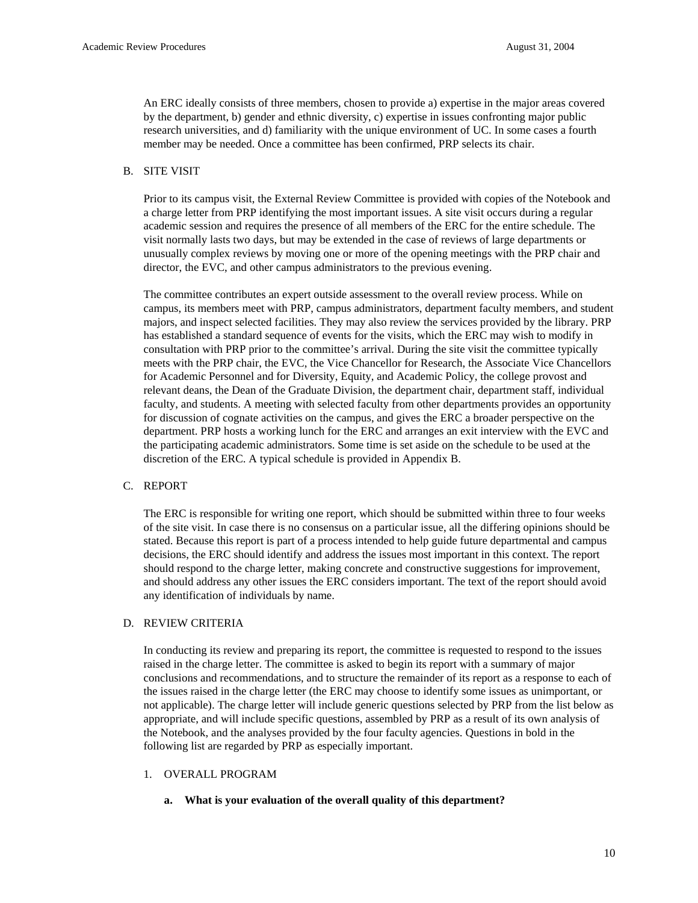An ERC ideally consists of three members, chosen to provide a) expertise in the major areas covered by the department, b) gender and ethnic diversity, c) expertise in issues confronting major public research universities, and d) familiarity with the unique environment of UC. In some cases a fourth member may be needed. Once a committee has been confirmed, PRP selects its chair.

## B. SITE VISIT

Prior to its campus visit, the External Review Committee is provided with copies of the Notebook and a charge letter from PRP identifying the most important issues. A site visit occurs during a regular academic session and requires the presence of all members of the ERC for the entire schedule. The visit normally lasts two days, but may be extended in the case of reviews of large departments or unusually complex reviews by moving one or more of the opening meetings with the PRP chair and director, the EVC, and other campus administrators to the previous evening.

The committee contributes an expert outside assessment to the overall review process. While on campus, its members meet with PRP, campus administrators, department faculty members, and student majors, and inspect selected facilities. They may also review the services provided by the library. PRP has established a standard sequence of events for the visits, which the ERC may wish to modify in consultation with PRP prior to the committee's arrival. During the site visit the committee typically meets with the PRP chair, the EVC, the Vice Chancellor for Research, the Associate Vice Chancellors for Academic Personnel and for Diversity, Equity, and Academic Policy, the college provost and relevant deans, the Dean of the Graduate Division, the department chair, department staff, individual faculty, and students. A meeting with selected faculty from other departments provides an opportunity for discussion of cognate activities on the campus, and gives the ERC a broader perspective on the department. PRP hosts a working lunch for the ERC and arranges an exit interview with the EVC and the participating academic administrators. Some time is set aside on the schedule to be used at the discretion of the ERC. A typical schedule is provided in Appendix B.

## C. REPORT

The ERC is responsible for writing one report, which should be submitted within three to four weeks of the site visit. In case there is no consensus on a particular issue, all the differing opinions should be stated. Because this report is part of a process intended to help guide future departmental and campus decisions, the ERC should identify and address the issues most important in this context. The report should respond to the charge letter, making concrete and constructive suggestions for improvement, and should address any other issues the ERC considers important. The text of the report should avoid any identification of individuals by name.

## D. REVIEW CRITERIA

In conducting its review and preparing its report, the committee is requested to respond to the issues raised in the charge letter. The committee is asked to begin its report with a summary of major conclusions and recommendations, and to structure the remainder of its report as a response to each of the issues raised in the charge letter (the ERC may choose to identify some issues as unimportant, or not applicable). The charge letter will include generic questions selected by PRP from the list below as appropriate, and will include specific questions, assembled by PRP as a result of its own analysis of the Notebook, and the analyses provided by the four faculty agencies. Questions in bold in the following list are regarded by PRP as especially important.

### 1. OVERALL PROGRAM

**a. What is your evaluation of the overall quality of this department?**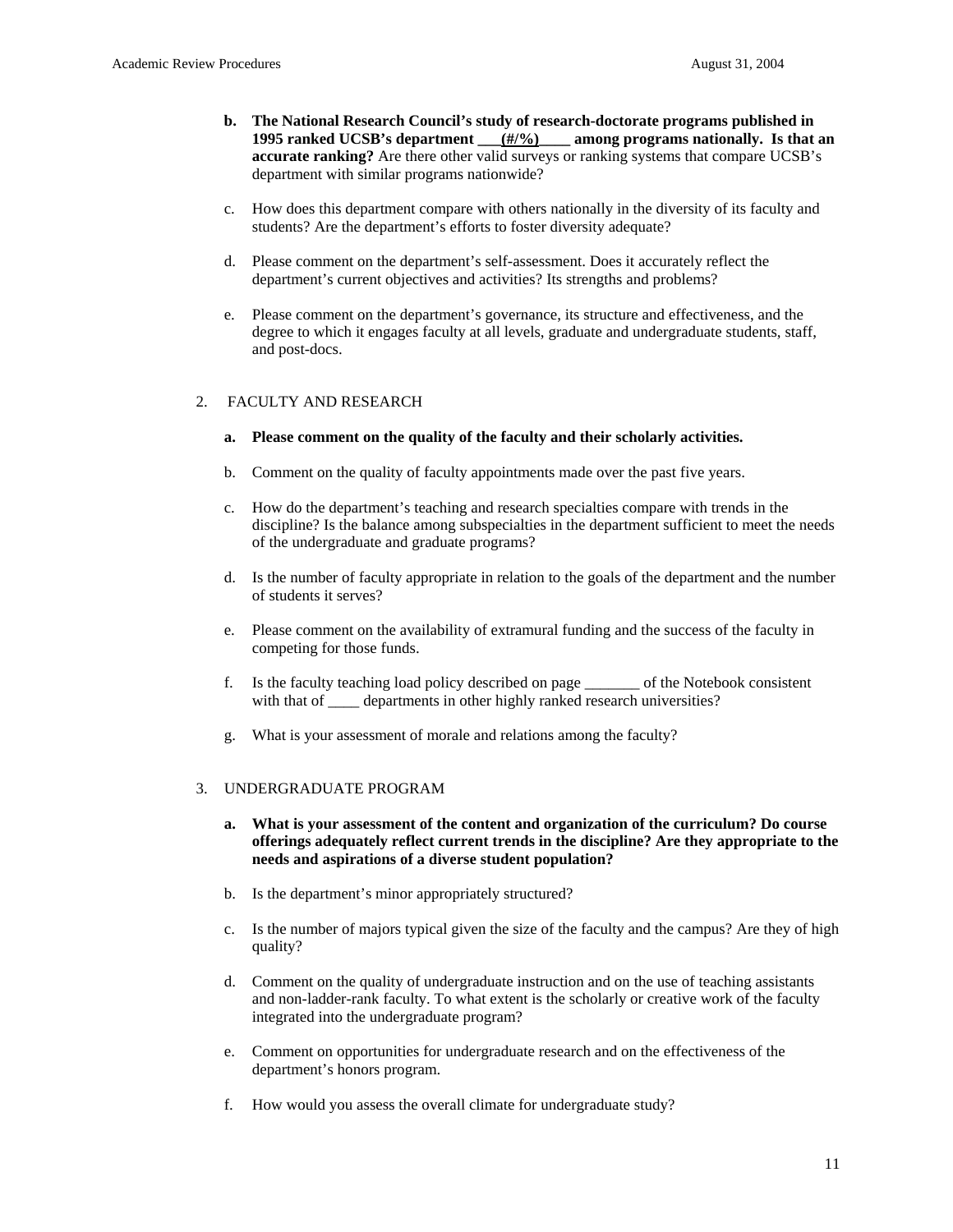b. **The National Research Council's study of research-doctorate programs published in 1995 ranked UCSB's department \_\_\_(#/%)\_\_\_\_ among programs nationally. Is that an accurate ranking?** Are there other valid surveys or ranking systems that compare UCSB's department with similar programs nationwide?

c. How does this department compare with others nationally in the diversity of its faculty and students? Are the department's efforts to foster diversity adequate?

d. Please comment on the department's self-assessment. Does it accurately reflect the department's current objectives and activities? Its strengths and problems?

e. Please comment on the department's governance, its structure and effectiveness, and the degree to which it engages faculty at all levels, graduate and undergraduate students, staff, and post-docs.

2. FACULTY AND RESEARCH

a. **Please comment on the quality of the faculty and their scholarly activities.**

b. Comment on the quality of faculty appointments made over the past five years.

c. How do the department's teaching and research specialties compare with trends in the discipline? Is the balance among subspecialties in the department sufficient to meet the needs of the undergraduate and graduate programs?

d. Is the number of faculty appropriate in relation to the goals of the department and the number of students it serves?

e. Please comment on the availability of extramural funding and the success of the faculty in competing for those funds.

f. Is the faculty teaching load policy described on page \_\_\_\_\_\_\_ of the Notebook consistent with that of \_\_\_\_ departments in other highly ranked research universities?

g. What is your assessment of morale and relations among the faculty?

3. UNDERGRADUATE PROGRAM

a. **What is your assessment of the content and organization of the curriculum? Do course offerings adequately reflect current trends in the discipline? Are they appropriate to the needs and aspirations of a diverse student population?**

b. Is the department's minor appropriately structured?

c. Is the number of majors typical given the size of the faculty and the campus? Are they of high quality?

d. Comment on the quality of undergraduate instruction and on the use of teaching assistants and non-ladder-rank faculty. To what extent is the scholarly or creative work of the faculty integrated into the undergraduate program?

e. Comment on opportunities for undergraduate research and on the effectiveness of the department's honors program.

f. How would you assess the overall climate for undergraduate study?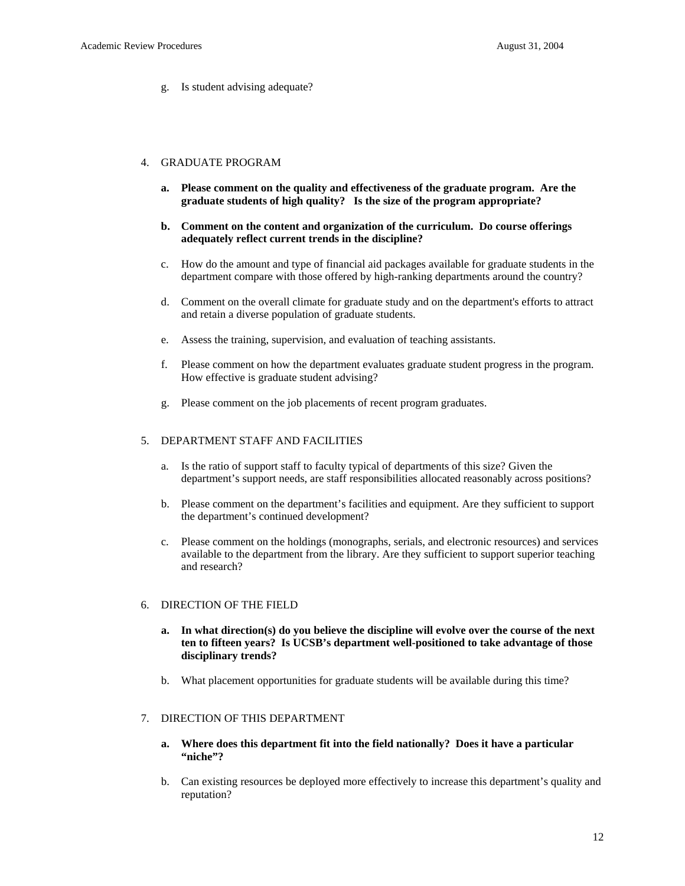g. Is student advising adequate?

4. GRADUATE PROGRAM

   **a. Please comment on the quality and effectiveness of the graduate program. Are the graduate students of high quality? Is the size of the program appropriate?**

   **b. Comment on the content and organization of the curriculum. Do course offerings adequately reflect current trends in the discipline?**

   c. How do the amount and type of financial aid packages available for graduate students in the department compare with those offered by high-ranking departments around the country?

   d. Comment on the overall climate for graduate study and on the department's efforts to attract and retain a diverse population of graduate students.

   e. Assess the training, supervision, and evaluation of teaching assistants.

   f. Please comment on how the department evaluates graduate student progress in the program. How effective is graduate student advising?

   g. Please comment on the job placements of recent program graduates.

5. DEPARTMENT STAFF AND FACILITIES

   a. Is the ratio of support staff to faculty typical of departments of this size? Given the department's support needs, are staff responsibilities allocated reasonably across positions?

   b. Please comment on the department's facilities and equipment. Are they sufficient to support the department's continued development?

   c. Please comment on the holdings (monographs, serials, and electronic resources) and services available to the department from the library. Are they sufficient to support superior teaching and research?

6. DIRECTION OF THE FIELD

   **a. In what direction(s) do you believe the discipline will evolve over the course of the next ten to fifteen years? Is UCSB's department well-positioned to take advantage of those disciplinary trends?**

   b. What placement opportunities for graduate students will be available during this time?

7. DIRECTION OF THIS DEPARTMENT

   **a. Where does this department fit into the field nationally? Does it have a particular "niche"?**

   b. Can existing resources be deployed more effectively to increase this department's quality and reputation?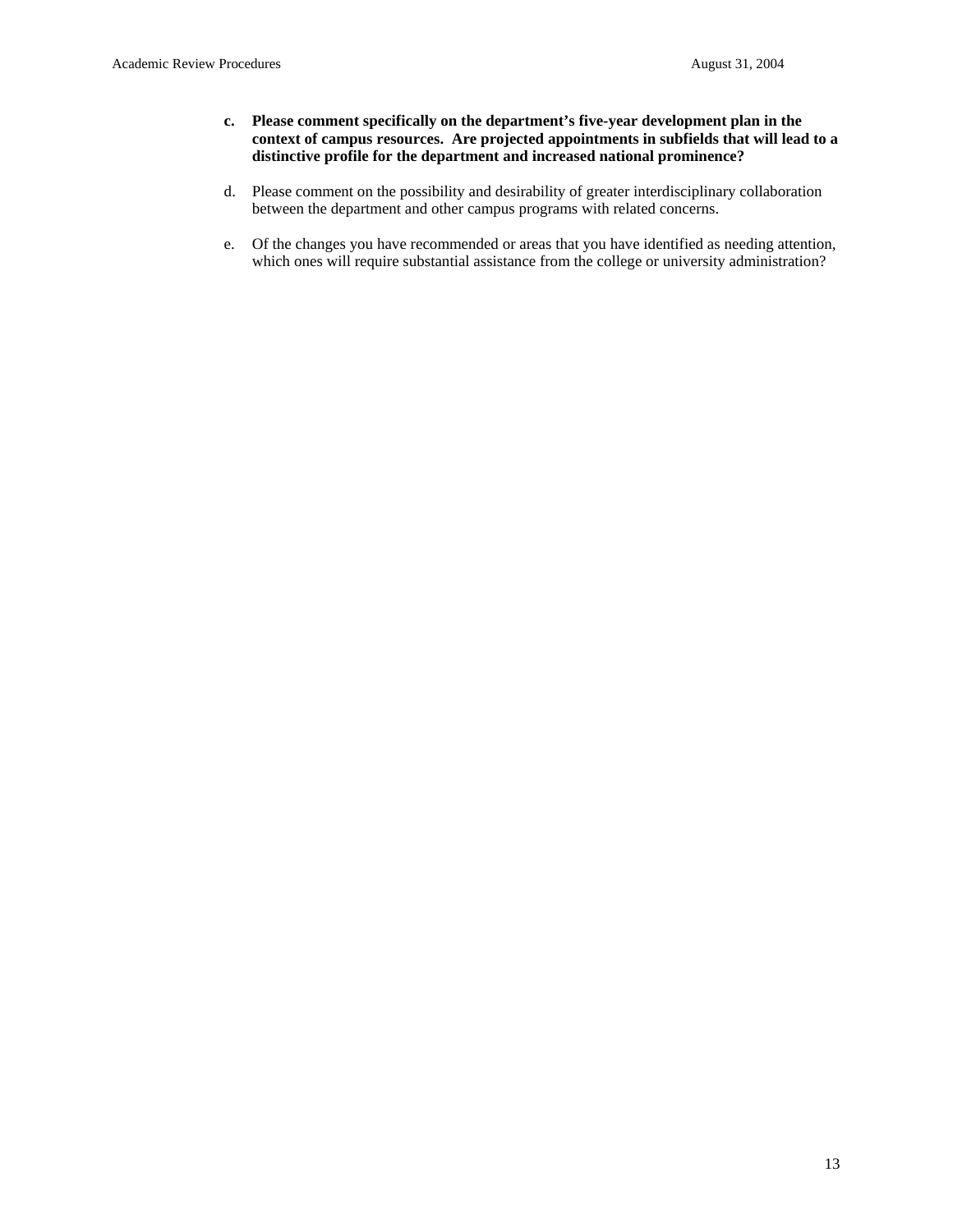c. **Please comment specifically on the department's five-year development plan in the context of campus resources. Are projected appointments in subfields that will lead to a distinctive profile for the department and increased national prominence?**

d. Please comment on the possibility and desirability of greater interdisciplinary collaboration between the department and other campus programs with related concerns.

e. Of the changes you have recommended or areas that you have identified as needing attention, which ones will require substantial assistance from the college or university administration?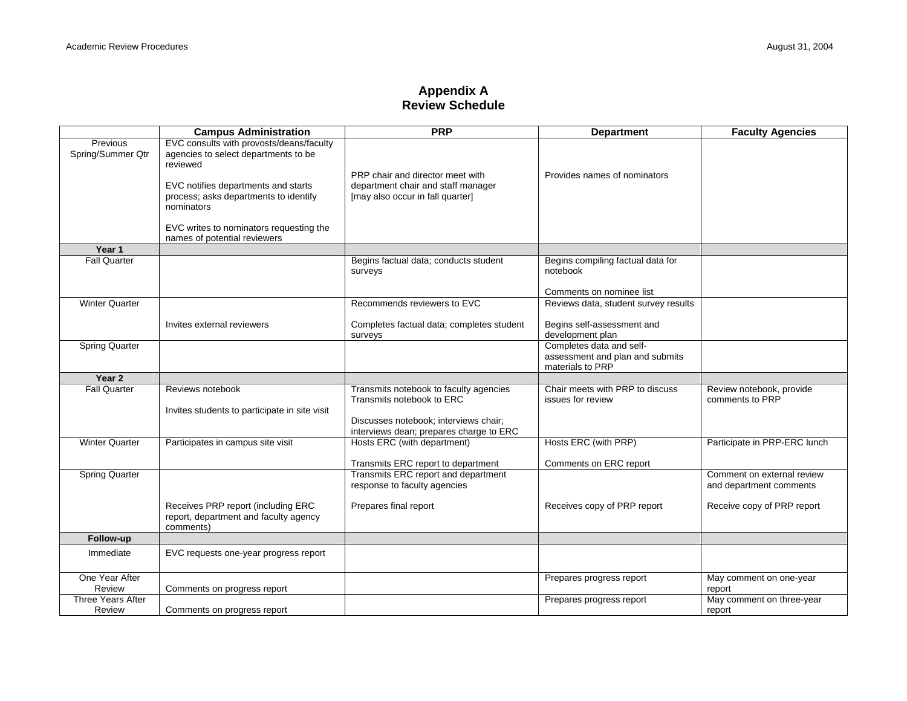# Appendix A
# Review Schedule

| | Campus Administration | PRP | Department | Faculty Agencies |
|---|---|---|---|---|
| Previous Spring/Summer Qtr | EVC consults with provosts/deans/faculty agencies to select departments to be reviewed<br><br>EVC notifies departments and starts process; asks departments to identify nominators<br><br>EVC writes to nominators requesting the names of potential reviewers | PRP chair and director meet with department chair and staff manager [may also occur in fall quarter] | Provides names of nominators | |
| **Year 1** | | | | |
| Fall Quarter | | Begins factual data; conducts student surveys | Begins compiling factual data for notebook<br><br>Comments on nominee list | |
| Winter Quarter | Invites external reviewers | Recommends reviewers to EVC<br><br>Completes factual data; completes student surveys | Reviews data, student survey results<br><br>Begins self-assessment and development plan | |
| Spring Quarter | | | Completes data and self-assessment and plan and submits materials to PRP | |
| **Year 2** | | | | |
| Fall Quarter | Reviews notebook<br><br>Invites students to participate in site visit | Transmits notebook to faculty agencies<br>Transmits notebook to ERC<br><br>Discusses notebook; interviews chair; interviews dean; prepares charge to ERC | Chair meets with PRP to discuss issues for review | Review notebook, provide comments to PRP |
| Winter Quarter | Participates in campus site visit | Hosts ERC (with department)<br><br>Transmits ERC report to department | Hosts ERC (with PRP)<br><br>Comments on ERC report | Participate in PRP-ERC lunch |
| Spring Quarter | Receives PRP report (including ERC report, department and faculty agency comments) | Transmits ERC report and department response to faculty agencies<br><br>Prepares final report | Receives copy of PRP report | Comment on external review and department comments<br><br>Receive copy of PRP report |
| **Follow-up** | | | | |
| Immediate | EVC requests one-year progress report | | | |
| One Year After Review | Comments on progress report | | Prepares progress report | May comment on one-year report |
| Three Years After Review | Comments on progress report | | Prepares progress report | May comment on three-year report |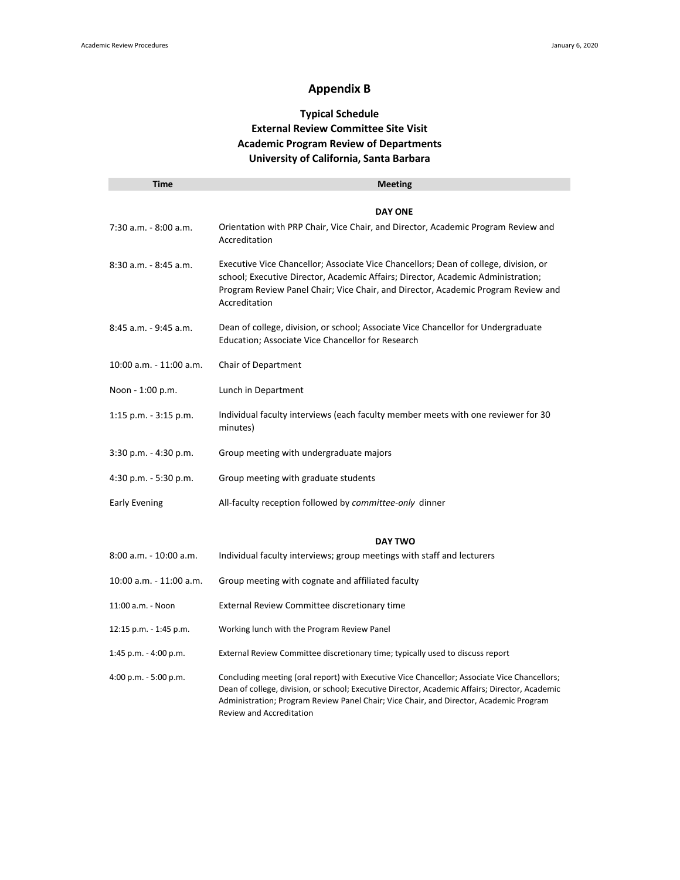# Appendix B

## Typical Schedule
## External Review Committee Site Visit
## Academic Program Review of Departments
## University of California, Santa Barbara

| Time | Meeting |
|---|---|
| | **DAY ONE** |
| 7:30 a.m. - 8:00 a.m. | Orientation with PRP Chair, Vice Chair, and Director, Academic Program Review and Accreditation |
| 8:30 a.m. - 8:45 a.m. | Executive Vice Chancellor; Associate Vice Chancellors; Dean of college, division, or school; Executive Director, Academic Affairs; Director, Academic Administration; Program Review Panel Chair; Vice Chair, and Director, Academic Program Review and Accreditation |
| 8:45 a.m. - 9:45 a.m. | Dean of college, division, or school; Associate Vice Chancellor for Undergraduate Education; Associate Vice Chancellor for Research |
| 10:00 a.m. - 11:00 a.m. | Chair of Department |
| Noon - 1:00 p.m. | Lunch in Department |
| 1:15 p.m. - 3:15 p.m. | Individual faculty interviews (each faculty member meets with one reviewer for 30 minutes) |
| 3:30 p.m. - 4:30 p.m. | Group meeting with undergraduate majors |
| 4:30 p.m. - 5:30 p.m. | Group meeting with graduate students |
| Early Evening | All-faculty reception followed by *committee-only* dinner |
| | **DAY TWO** |
| 8:00 a.m. - 10:00 a.m. | Individual faculty interviews; group meetings with staff and lecturers |
| 10:00 a.m. - 11:00 a.m. | Group meeting with cognate and affiliated faculty |
| 11:00 a.m. - Noon | External Review Committee discretionary time |
| 12:15 p.m. - 1:45 p.m. | Working lunch with the Program Review Panel |
| 1:45 p.m. - 4:00 p.m. | External Review Committee discretionary time; typically used to discuss report |
| 4:00 p.m. - 5:00 p.m. | Concluding meeting (oral report) with Executive Vice Chancellor; Associate Vice Chancellors; Dean of college, division, or school; Executive Director, Academic Affairs; Director, Academic Administration; Program Review Panel Chair; Vice Chair, and Director, Academic Program Review and Accreditation |